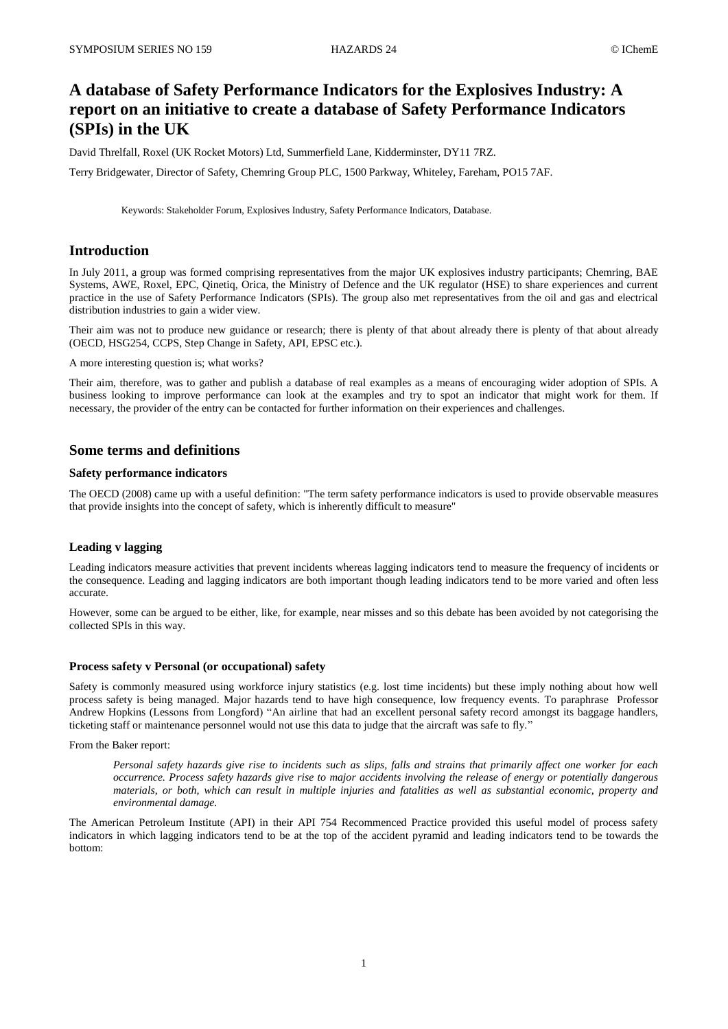# A database of Safety Performance Indicators for the Explosives Industry: A report on an initiative to create a database of Safety Performance Indicators (SPIs) in the UK

David Threlfall, Roxel (UK Rocket Motors) Ltd, Summerfield Lane, Kidderminster, DY11 7RZ.

Terry Bridgewater, Director of Safety, Chemring Group PLC, 1500 Parkway, Whiteley, Fareham, PO15 7AF.

Keywords: Stakeholder Forum, Explosives Industry, Safety Performance Indicators, Database.

## Introduction

In July 2011, a group was formed comprising representatives from the major UK explosives industry participants; Chemring, BAE Systems, AWE, Roxel, EPC, Qinetiq, Orica, the Ministry of Defence and the UK regulator (HSE) to share experiences and current practice in the use of Safety Performance Indicators (SPIs). The group also met representatives from the oil and gas and electrical distribution industries to gain a wider view.

Their aim was not to produce new guidance or research; there is plenty of that about already there is plenty of that about already (OECD, HSG254, CCPS, Step Change in Safety, API, EPSC etc.).

A more interesting question is; what works?

Their aim, therefore, was to gather and publish a database of real examples as a means of encouraging wider adoption of SPIs. A business looking to improve performance can look at the examples and try to spot an indicator that might work for them. If necessary, the provider of the entry can be contacted for further information on their experiences and challenges.

## Some terms and definitions

### Safety performance indicators

The OECD (2008) came up with a useful definition: "The term safety performance indicators is used to provide observable measures that provide insights into the concept of safety, which is inherently difficult to measure"

### Leading v lagging

Leading indicators measure activities that prevent incidents whereas lagging indicators tend to measure the frequency of incidents or the consequence. Leading and lagging indicators are both important though leading indicators tend to be more varied and often less accurate.

However, some can be argued to be either, like, for example, near misses and so this debate has been avoided by not categorising the collected SPIs in this way.

### Process safety v Personal (or occupational) safety

Safety is commonly measured using workforce injury statistics (e.g. lost time incidents) but these imply nothing about how well process safety is being managed. Major hazards tend to have high consequence, low frequency events. To paraphrase Professor Andrew Hopkins (Lessons from Longford) "An airline that had an excellent personal safety record amongst its baggage handlers, ticketing staff or maintenance personnel would not use this data to judge that the aircraft was safe to fly."

From the Baker report:

> *Personal safety hazards give rise to incidents such as slips, falls and strains that primarily affect one worker for each occurrence. Process safety hazards give rise to major accidents involving the release of energy or potentially dangerous materials, or both, which can result in multiple injuries and fatalities as well as substantial economic, property and environmental damage.*

The American Petroleum Institute (API) in their API 754 Recommenced Practice provided this useful model of process safety indicators in which lagging indicators tend to be at the top of the accident pyramid and leading indicators tend to be towards the bottom: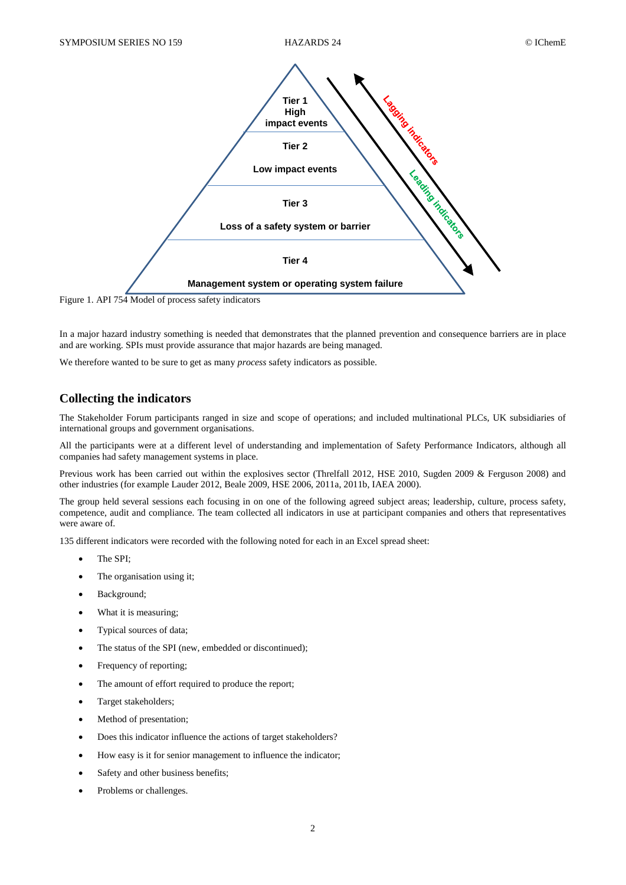Tier 1
High
impact events

Tier 2

Low impact events

Tier 3

Loss of a safety system or barrier

Tier 4

Management system or operating system failure

Lagging indicators

Leading indicators

Figure 1. API 754 Model of process safety indicators

In a major hazard industry something is needed that demonstrates that the planned prevention and consequence barriers are in place and are working. SPIs must provide assurance that major hazards are being managed.

We therefore wanted to be sure to get as many *process* safety indicators as possible.

## Collecting the indicators

The Stakeholder Forum participants ranged in size and scope of operations; and included multinational PLCs, UK subsidiaries of international groups and government organisations.

All the participants were at a different level of understanding and implementation of Safety Performance Indicators, although all companies had safety management systems in place.

Previous work has been carried out within the explosives sector (Threlfall 2012, HSE 2010, Sugden 2009 & Ferguson 2008) and other industries (for example Lauder 2012, Beale 2009, HSE 2006, 2011a, 2011b, IAEA 2000).

The group held several sessions each focusing in on one of the following agreed subject areas; leadership, culture, process safety, competence, audit and compliance. The team collected all indicators in use at participant companies and others that representatives were aware of.

135 different indicators were recorded with the following noted for each in an Excel spread sheet:

- The SPI;
- The organisation using it;
- Background;
- What it is measuring;
- Typical sources of data;
- The status of the SPI (new, embedded or discontinued);
- Frequency of reporting;
- The amount of effort required to produce the report;
- Target stakeholders;
- Method of presentation;
- Does this indicator influence the actions of target stakeholders?
- How easy is it for senior management to influence the indicator;
- Safety and other business benefits;
- Problems or challenges.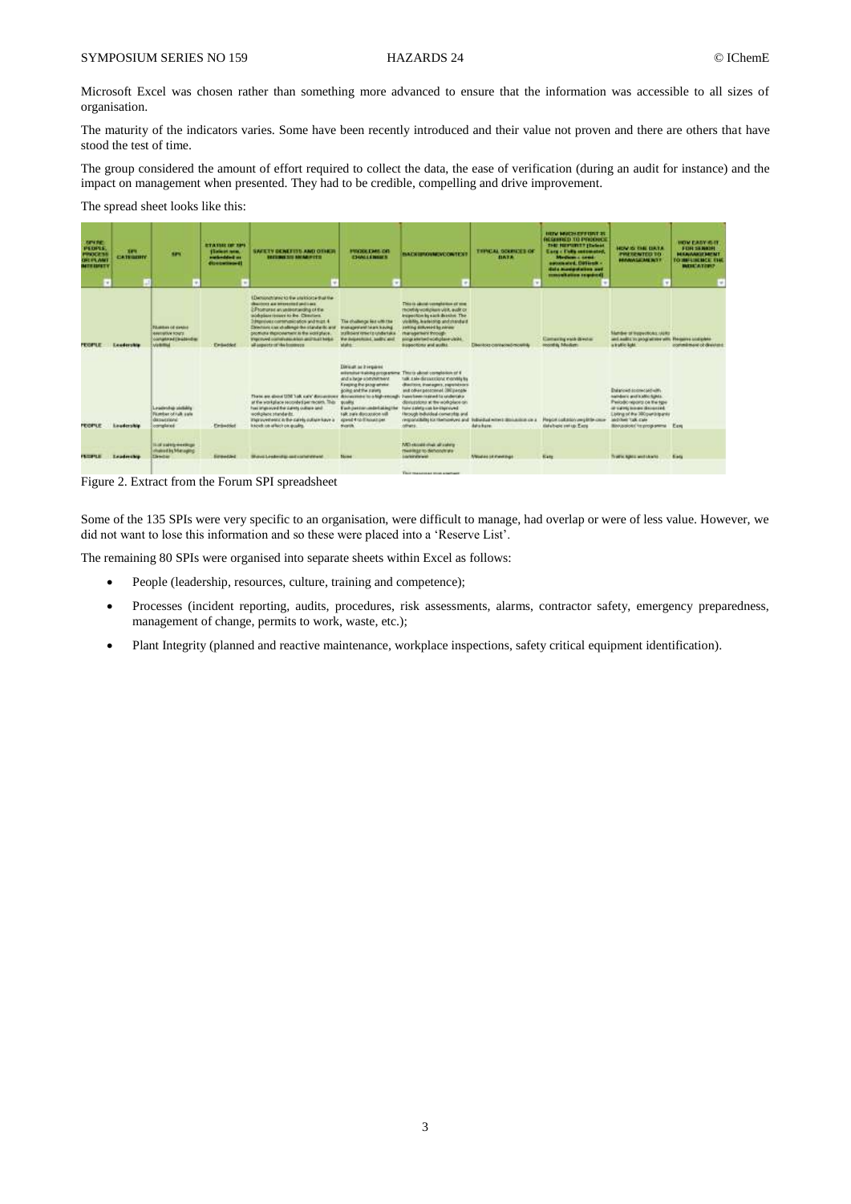Microsoft Excel was chosen rather than something more advanced to ensure that the information was accessible to all sizes of organisation.

The maturity of the indicators varies. Some have been recently introduced and their value not proven and there are others that have stood the test of time.

The group considered the amount of effort required to collect the data, the ease of verification (during an audit for instance) and the impact on management when presented. They had to be credible, compelling and drive improvement.

The spread sheet looks like this:

| SPI RE: PEOPLE, PROCESS OR PLANT INTEGRITY | SPI CATEGORY | SPI | STATUS OF SPI (Select new, embedded or discontinued) | SAFETY BENEFITS AND OTHER BUSINESS BENEFITS | PROBLEMS OR CHALLENGES | BACKGROUND/CONTEXT | TYPICAL SOURCES OF DATA | HOW MUCH EFFORT IS REQUIRED TO PRODUCE THE REPORT? (Select Easy - Fully automated, Medium - semi automated, Difficult - data manipulation and consultation required) | HOW IS THE DATA PRESENTED TO MANAGEMENT? | HOW EASY IS IT FOR SENIOR MANAGEMENT TO INFLUENCE THE INDICATOR? |
|---|---|---|---|---|---|---|---|---|---|---|
| PEOPLE | Leadership | Number of senior executive tours completed (leadership visibility) | Embedded | 1.Demonstrates to the workforce that the directors are interested and care. 2.Promotes an understanding of the workplace issues to the Directors. 3.Improves communication and trust. 4.Directors can challenge the standards and promote improvement in the workplace. Improved communication and trust helps all aspects of the business | The challenge lies with the management team having sufficient time to undertake the inspections, audits and visits | This is about completion of one monthly workplace visit, audit or inspection by each director. The visibility, leadership and standard setting delivered by senior management through programmed workplace visits, inspections and audits | Directors contacted monthly | Contacting each director monthly. Medium | Number of inspections, visits and audits vs programme with a traffic light | Requires complete commitment of directors |
| PEOPLE | Leadership | Leadership visibility. Number of talk safe discussions completed | Embedded | There are about 1200 'talk safe' discussions at the workplace recorded per month. This has improved the safety culture and workplace standards. Improvements in the safety culture have a knock on effect on quality | Difficult as it requires extensive training programme and a large commitment. Keeping the programme going and the safety discussions to a high enough quality. Each person undertaking the talk safe discussion will spend 4 to 8 hours per month | This is about completion of 4 talk safe discussions monthly by directors, managers, supervisors and other personnel. 380 people have been trained to undertake discussions at the workplace on how safety can be improved through individual ownership and responsibility for themselves and others | Individual enters discussion on a data base | Report collation very little once database set up. Easy | Balanced scorecard with numbers and traffic lights. Periodic reports on the type of safety issues discussed. Listing of the 380 participants and their 'talk safe' discussions v programme | Easy |
| PEOPLE | Leadership | % of safety meetings chaired by Managing Director | Embedded | Shows Leadership and commitment | None | MD should chair all safety meetings to demonstrate commitment | Minutes of meetings | Easy | Traffic lights and charts | Easy |

Figure 2. Extract from the Forum SPI spreadsheet

Some of the 135 SPIs were very specific to an organisation, were difficult to manage, had overlap or were of less value. However, we did not want to lose this information and so these were placed into a 'Reserve List'.

The remaining 80 SPIs were organised into separate sheets within Excel as follows:

- People (leadership, resources, culture, training and competence);
- Processes (incident reporting, audits, procedures, risk assessments, alarms, contractor safety, emergency preparedness, management of change, permits to work, waste, etc.);
- Plant Integrity (planned and reactive maintenance, workplace inspections, safety critical equipment identification).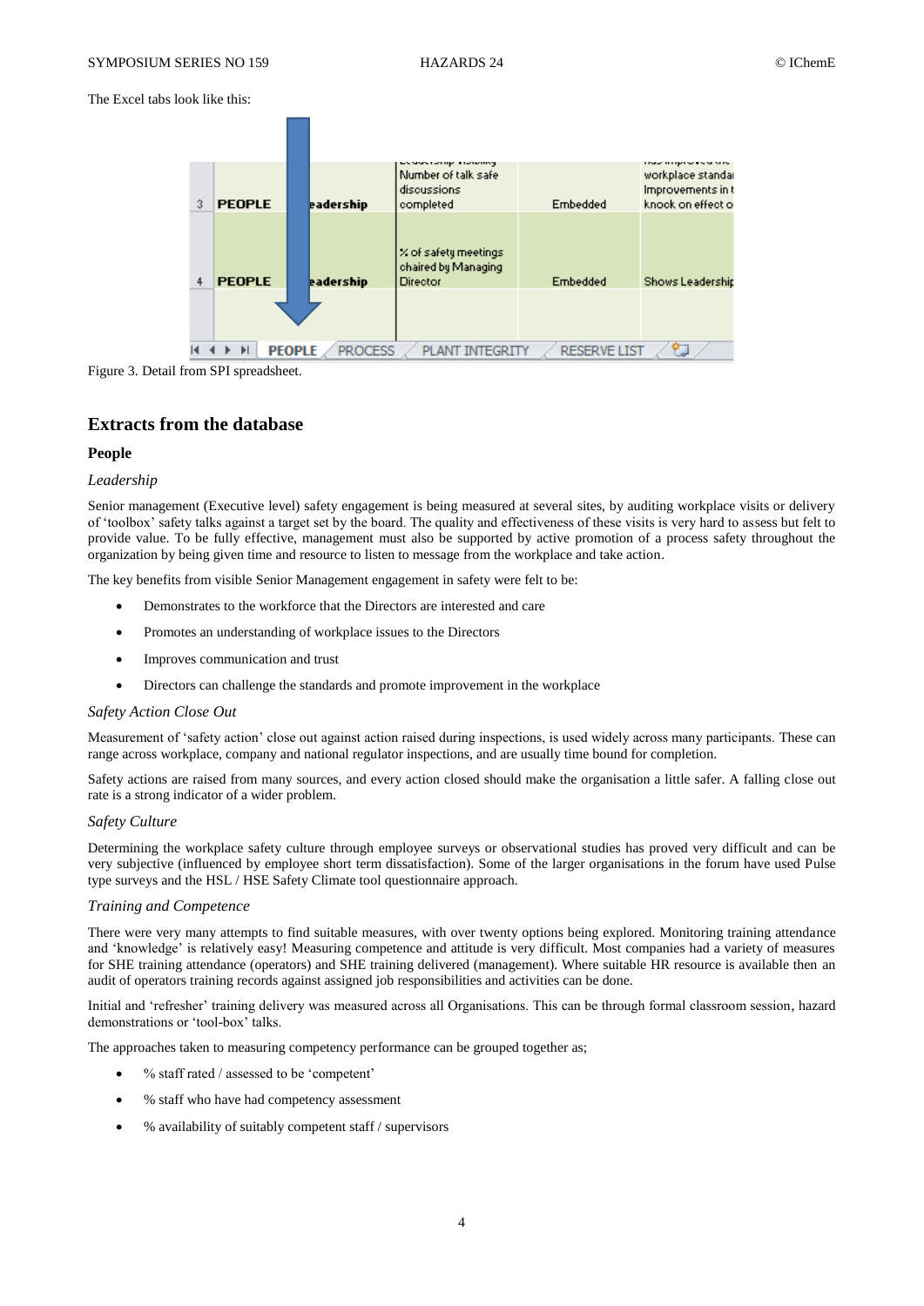The Excel tabs look like this:

| 3 | PEOPLE | eadership | Number of talk safe discussions completed | Embedded | workplace standa Improvements in t knock on effect o |
|---|---|---|---|---|---|
| 4 | PEOPLE | eadership | % of safety meetings chaired by Managing Director | Embedded | Shows Leadership |

PEOPLE / PROCESS / PLANT INTEGRITY / RESERVE LIST

Figure 3. Detail from SPI spreadsheet.

## Extracts from the database

### People

*Leadership*

Senior management (Executive level) safety engagement is being measured at several sites, by auditing workplace visits or delivery of 'toolbox' safety talks against a target set by the board. The quality and effectiveness of these visits is very hard to assess but felt to provide value. To be fully effective, management must also be supported by active promotion of a process safety throughout the organization by being given time and resource to listen to message from the workplace and take action.

The key benefits from visible Senior Management engagement in safety were felt to be:

- Demonstrates to the workforce that the Directors are interested and care
- Promotes an understanding of workplace issues to the Directors
- Improves communication and trust
- Directors can challenge the standards and promote improvement in the workplace

*Safety Action Close Out*

Measurement of 'safety action' close out against action raised during inspections, is used widely across many participants. These can range across workplace, company and national regulator inspections, and are usually time bound for completion.

Safety actions are raised from many sources, and every action closed should make the organisation a little safer. A falling close out rate is a strong indicator of a wider problem.

*Safety Culture*

Determining the workplace safety culture through employee surveys or observational studies has proved very difficult and can be very subjective (influenced by employee short term dissatisfaction). Some of the larger organisations in the forum have used Pulse type surveys and the HSL / HSE Safety Climate tool questionnaire approach.

*Training and Competence*

There were very many attempts to find suitable measures, with over twenty options being explored. Monitoring training attendance and 'knowledge' is relatively easy! Measuring competence and attitude is very difficult. Most companies had a variety of measures for SHE training attendance (operators) and SHE training delivered (management). Where suitable HR resource is available then an audit of operators training records against assigned job responsibilities and activities can be done.

Initial and 'refresher' training delivery was measured across all Organisations. This can be through formal classroom session, hazard demonstrations or 'tool-box' talks.

The approaches taken to measuring competency performance can be grouped together as;

- % staff rated / assessed to be 'competent'
- % staff who have had competency assessment
- % availability of suitably competent staff / supervisors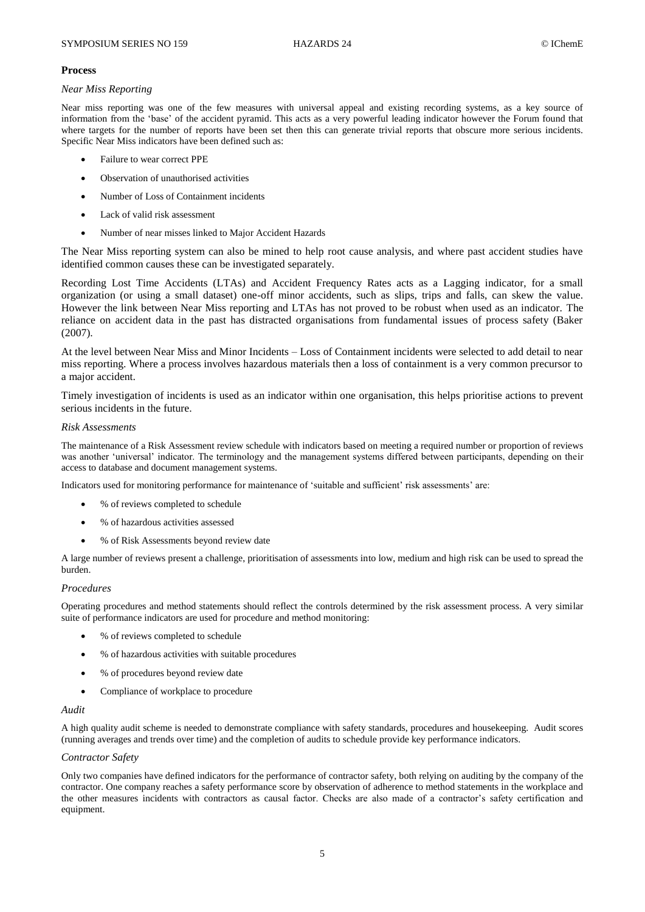**Process**

*Near Miss Reporting*

Near miss reporting was one of the few measures with universal appeal and existing recording systems, as a key source of information from the 'base' of the accident pyramid. This acts as a very powerful leading indicator however the Forum found that where targets for the number of reports have been set then this can generate trivial reports that obscure more serious incidents. Specific Near Miss indicators have been defined such as:

- Failure to wear correct PPE
- Observation of unauthorised activities
- Number of Loss of Containment incidents
- Lack of valid risk assessment
- Number of near misses linked to Major Accident Hazards

The Near Miss reporting system can also be mined to help root cause analysis, and where past accident studies have identified common causes these can be investigated separately.

Recording Lost Time Accidents (LTAs) and Accident Frequency Rates acts as a Lagging indicator, for a small organization (or using a small dataset) one-off minor accidents, such as slips, trips and falls, can skew the value. However the link between Near Miss reporting and LTAs has not proved to be robust when used as an indicator. The reliance on accident data in the past has distracted organisations from fundamental issues of process safety (Baker (2007).

At the level between Near Miss and Minor Incidents – Loss of Containment incidents were selected to add detail to near miss reporting. Where a process involves hazardous materials then a loss of containment is a very common precursor to a major accident.

Timely investigation of incidents is used as an indicator within one organisation, this helps prioritise actions to prevent serious incidents in the future.

*Risk Assessments*

The maintenance of a Risk Assessment review schedule with indicators based on meeting a required number or proportion of reviews was another 'universal' indicator. The terminology and the management systems differed between participants, depending on their access to database and document management systems.

Indicators used for monitoring performance for maintenance of 'suitable and sufficient' risk assessments' are:

- % of reviews completed to schedule
- % of hazardous activities assessed
- % of Risk Assessments beyond review date

A large number of reviews present a challenge, prioritisation of assessments into low, medium and high risk can be used to spread the burden.

*Procedures*

Operating procedures and method statements should reflect the controls determined by the risk assessment process. A very similar suite of performance indicators are used for procedure and method monitoring:

- % of reviews completed to schedule
- % of hazardous activities with suitable procedures
- % of procedures beyond review date
- Compliance of workplace to procedure

*Audit*

A high quality audit scheme is needed to demonstrate compliance with safety standards, procedures and housekeeping. Audit scores (running averages and trends over time) and the completion of audits to schedule provide key performance indicators.

*Contractor Safety*

Only two companies have defined indicators for the performance of contractor safety, both relying on auditing by the company of the contractor. One company reaches a safety performance score by observation of adherence to method statements in the workplace and the other measures incidents with contractors as causal factor. Checks are also made of a contractor's safety certification and equipment.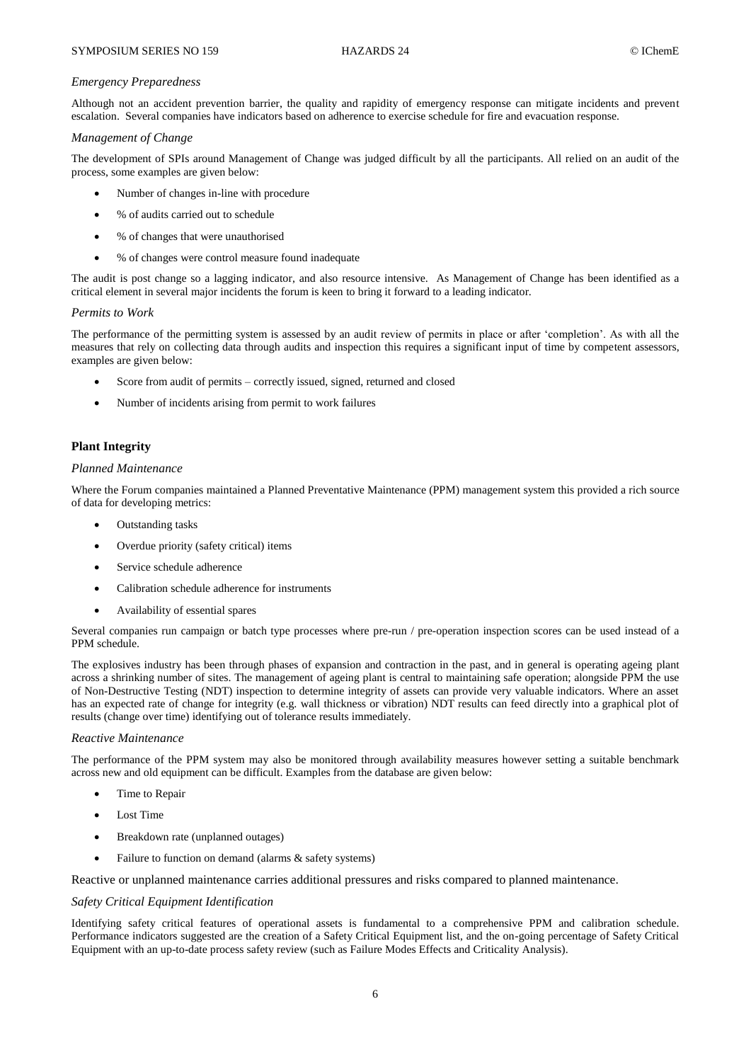### *Emergency Preparedness*

Although not an accident prevention barrier, the quality and rapidity of emergency response can mitigate incidents and prevent escalation. Several companies have indicators based on adherence to exercise schedule for fire and evacuation response.

### *Management of Change*

The development of SPIs around Management of Change was judged difficult by all the participants. All relied on an audit of the process, some examples are given below:

- Number of changes in-line with procedure
- % of audits carried out to schedule
- % of changes that were unauthorised
- % of changes were control measure found inadequate

The audit is post change so a lagging indicator, and also resource intensive. As Management of Change has been identified as a critical element in several major incidents the forum is keen to bring it forward to a leading indicator.

### *Permits to Work*

The performance of the permitting system is assessed by an audit review of permits in place or after 'completion'. As with all the measures that rely on collecting data through audits and inspection this requires a significant input of time by competent assessors, examples are given below:

- Score from audit of permits – correctly issued, signed, returned and closed
- Number of incidents arising from permit to work failures

## **Plant Integrity**

### *Planned Maintenance*

Where the Forum companies maintained a Planned Preventative Maintenance (PPM) management system this provided a rich source of data for developing metrics:

- Outstanding tasks
- Overdue priority (safety critical) items
- Service schedule adherence
- Calibration schedule adherence for instruments
- Availability of essential spares

Several companies run campaign or batch type processes where pre-run / pre-operation inspection scores can be used instead of a PPM schedule.

The explosives industry has been through phases of expansion and contraction in the past, and in general is operating ageing plant across a shrinking number of sites. The management of ageing plant is central to maintaining safe operation; alongside PPM the use of Non-Destructive Testing (NDT) inspection to determine integrity of assets can provide very valuable indicators. Where an asset has an expected rate of change for integrity (e.g. wall thickness or vibration) NDT results can feed directly into a graphical plot of results (change over time) identifying out of tolerance results immediately.

### *Reactive Maintenance*

The performance of the PPM system may also be monitored through availability measures however setting a suitable benchmark across new and old equipment can be difficult. Examples from the database are given below:

- Time to Repair
- Lost Time
- Breakdown rate (unplanned outages)
- Failure to function on demand (alarms & safety systems)

Reactive or unplanned maintenance carries additional pressures and risks compared to planned maintenance.

### *Safety Critical Equipment Identification*

Identifying safety critical features of operational assets is fundamental to a comprehensive PPM and calibration schedule. Performance indicators suggested are the creation of a Safety Critical Equipment list, and the on-going percentage of Safety Critical Equipment with an up-to-date process safety review (such as Failure Modes Effects and Criticality Analysis).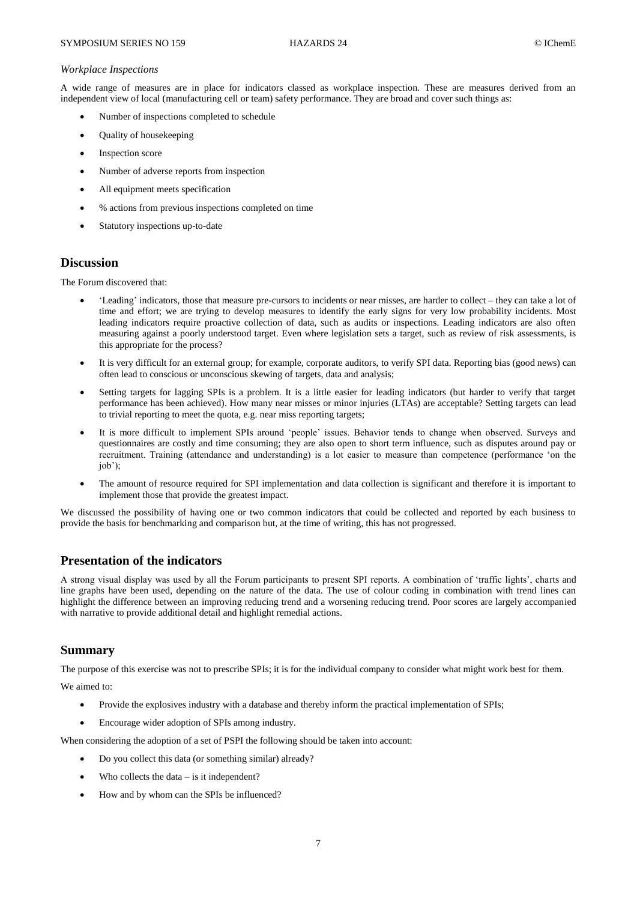*Workplace Inspections*

A wide range of measures are in place for indicators classed as workplace inspection. These are measures derived from an independent view of local (manufacturing cell or team) safety performance. They are broad and cover such things as:

- Number of inspections completed to schedule
- Quality of housekeeping
- Inspection score
- Number of adverse reports from inspection
- All equipment meets specification
- % actions from previous inspections completed on time
- Statutory inspections up-to-date

## Discussion

The Forum discovered that:

- 'Leading' indicators, those that measure pre-cursors to incidents or near misses, are harder to collect – they can take a lot of time and effort; we are trying to develop measures to identify the early signs for very low probability incidents. Most leading indicators require proactive collection of data, such as audits or inspections. Leading indicators are also often measuring against a poorly understood target. Even where legislation sets a target, such as review of risk assessments, is this appropriate for the process?
- It is very difficult for an external group; for example, corporate auditors, to verify SPI data. Reporting bias (good news) can often lead to conscious or unconscious skewing of targets, data and analysis;
- Setting targets for lagging SPIs is a problem. It is a little easier for leading indicators (but harder to verify that target performance has been achieved). How many near misses or minor injuries (LTAs) are acceptable? Setting targets can lead to trivial reporting to meet the quota, e.g. near miss reporting targets;
- It is more difficult to implement SPIs around 'people' issues. Behavior tends to change when observed. Surveys and questionnaires are costly and time consuming; they are also open to short term influence, such as disputes around pay or recruitment. Training (attendance and understanding) is a lot easier to measure than competence (performance 'on the job');
- The amount of resource required for SPI implementation and data collection is significant and therefore it is important to implement those that provide the greatest impact.

We discussed the possibility of having one or two common indicators that could be collected and reported by each business to provide the basis for benchmarking and comparison but, at the time of writing, this has not progressed.

## Presentation of the indicators

A strong visual display was used by all the Forum participants to present SPI reports. A combination of 'traffic lights', charts and line graphs have been used, depending on the nature of the data. The use of colour coding in combination with trend lines can highlight the difference between an improving reducing trend and a worsening reducing trend. Poor scores are largely accompanied with narrative to provide additional detail and highlight remedial actions.

## Summary

The purpose of this exercise was not to prescribe SPIs; it is for the individual company to consider what might work best for them.

We aimed to:

- Provide the explosives industry with a database and thereby inform the practical implementation of SPIs;
- Encourage wider adoption of SPIs among industry.

When considering the adoption of a set of PSPI the following should be taken into account:

- Do you collect this data (or something similar) already?
- Who collects the data – is it independent?
- How and by whom can the SPIs be influenced?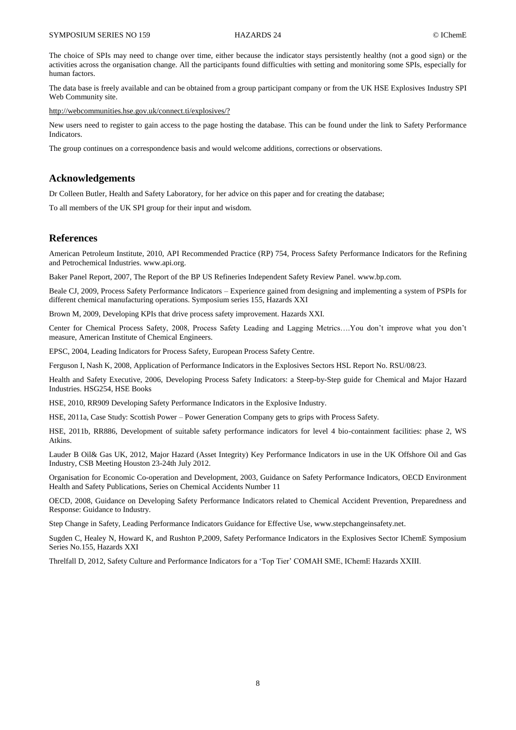The choice of SPIs may need to change over time, either because the indicator stays persistently healthy (not a good sign) or the activities across the organisation change. All the participants found difficulties with setting and monitoring some SPIs, especially for human factors.

The data base is freely available and can be obtained from a group participant company or from the UK HSE Explosives Industry SPI Web Community site.

http://webcommunities.hse.gov.uk/connect.ti/explosives/?

New users need to register to gain access to the page hosting the database. This can be found under the link to Safety Performance Indicators.

The group continues on a correspondence basis and would welcome additions, corrections or observations.

## Acknowledgements

Dr Colleen Butler, Health and Safety Laboratory, for her advice on this paper and for creating the database;

To all members of the UK SPI group for their input and wisdom.

## References

American Petroleum Institute, 2010, API Recommended Practice (RP) 754, Process Safety Performance Indicators for the Refining and Petrochemical Industries. www.api.org.

Baker Panel Report, 2007, The Report of the BP US Refineries Independent Safety Review Panel. www.bp.com.

Beale CJ, 2009, Process Safety Performance Indicators – Experience gained from designing and implementing a system of PSPIs for different chemical manufacturing operations. Symposium series 155, Hazards XXI

Brown M, 2009, Developing KPIs that drive process safety improvement. Hazards XXI.

Center for Chemical Process Safety, 2008, Process Safety Leading and Lagging Metrics….You don't improve what you don't measure, American Institute of Chemical Engineers.

EPSC, 2004, Leading Indicators for Process Safety, European Process Safety Centre.

Ferguson I, Nash K, 2008, Application of Performance Indicators in the Explosives Sectors HSL Report No. RSU/08/23.

Health and Safety Executive, 2006, Developing Process Safety Indicators: a Steep-by-Step guide for Chemical and Major Hazard Industries. HSG254, HSE Books

HSE, 2010, RR909 Developing Safety Performance Indicators in the Explosive Industry.

HSE, 2011a, Case Study: Scottish Power – Power Generation Company gets to grips with Process Safety.

HSE, 2011b, RR886, Development of suitable safety performance indicators for level 4 bio-containment facilities: phase 2, WS Atkins.

Lauder B Oil& Gas UK, 2012, Major Hazard (Asset Integrity) Key Performance Indicators in use in the UK Offshore Oil and Gas Industry, CSB Meeting Houston 23-24th July 2012.

Organisation for Economic Co-operation and Development, 2003, Guidance on Safety Performance Indicators, OECD Environment Health and Safety Publications, Series on Chemical Accidents Number 11

OECD, 2008, Guidance on Developing Safety Performance Indicators related to Chemical Accident Prevention, Preparedness and Response: Guidance to Industry.

Step Change in Safety, Leading Performance Indicators Guidance for Effective Use, www.stepchangeinsafety.net.

Sugden C, Healey N, Howard K, and Rushton P,2009, Safety Performance Indicators in the Explosives Sector IChemE Symposium Series No.155, Hazards XXI

Threlfall D, 2012, Safety Culture and Performance Indicators for a 'Top Tier' COMAH SME, IChemE Hazards XXIII.